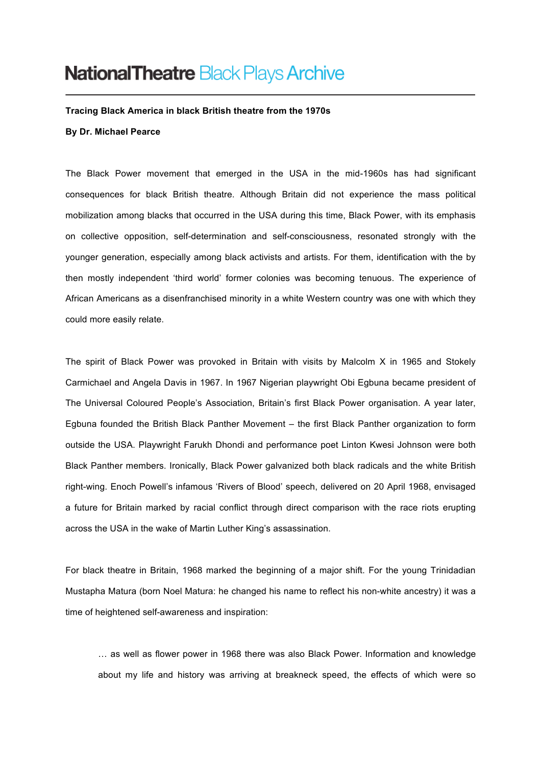National Theatre Black Plays Archive

**Tracing Black America in black British theatre from the 1970s**

**By Dr. Michael Pearce**

The Black Power movement that emerged in the USA in the mid-1960s has had significant consequences for black British theatre. Although Britain did not experience the mass political mobilization among blacks that occurred in the USA during this time, Black Power, with its emphasis on collective opposition, self-determination and self-consciousness, resonated strongly with the younger generation, especially among black activists and artists. For them, identification with the by then mostly independent 'third world' former colonies was becoming tenuous. The experience of African Americans as a disenfranchised minority in a white Western country was one with which they could more easily relate.

The spirit of Black Power was provoked in Britain with visits by Malcolm X in 1965 and Stokely Carmichael and Angela Davis in 1967. In 1967 Nigerian playwright Obi Egbuna became president of The Universal Coloured People's Association, Britain's first Black Power organisation. A year later, Egbuna founded the British Black Panther Movement – the first Black Panther organization to form outside the USA. Playwright Farukh Dhondi and performance poet Linton Kwesi Johnson were both Black Panther members. Ironically, Black Power galvanized both black radicals and the white British right-wing. Enoch Powell's infamous 'Rivers of Blood' speech, delivered on 20 April 1968, envisaged a future for Britain marked by racial conflict through direct comparison with the race riots erupting across the USA in the wake of Martin Luther King's assassination.

For black theatre in Britain, 1968 marked the beginning of a major shift. For the young Trinidadian Mustapha Matura (born Noel Matura: he changed his name to reflect his non-white ancestry) it was a time of heightened self-awareness and inspiration:

> … as well as flower power in 1968 there was also Black Power. Information and knowledge about my life and history was arriving at breakneck speed, the effects of which were so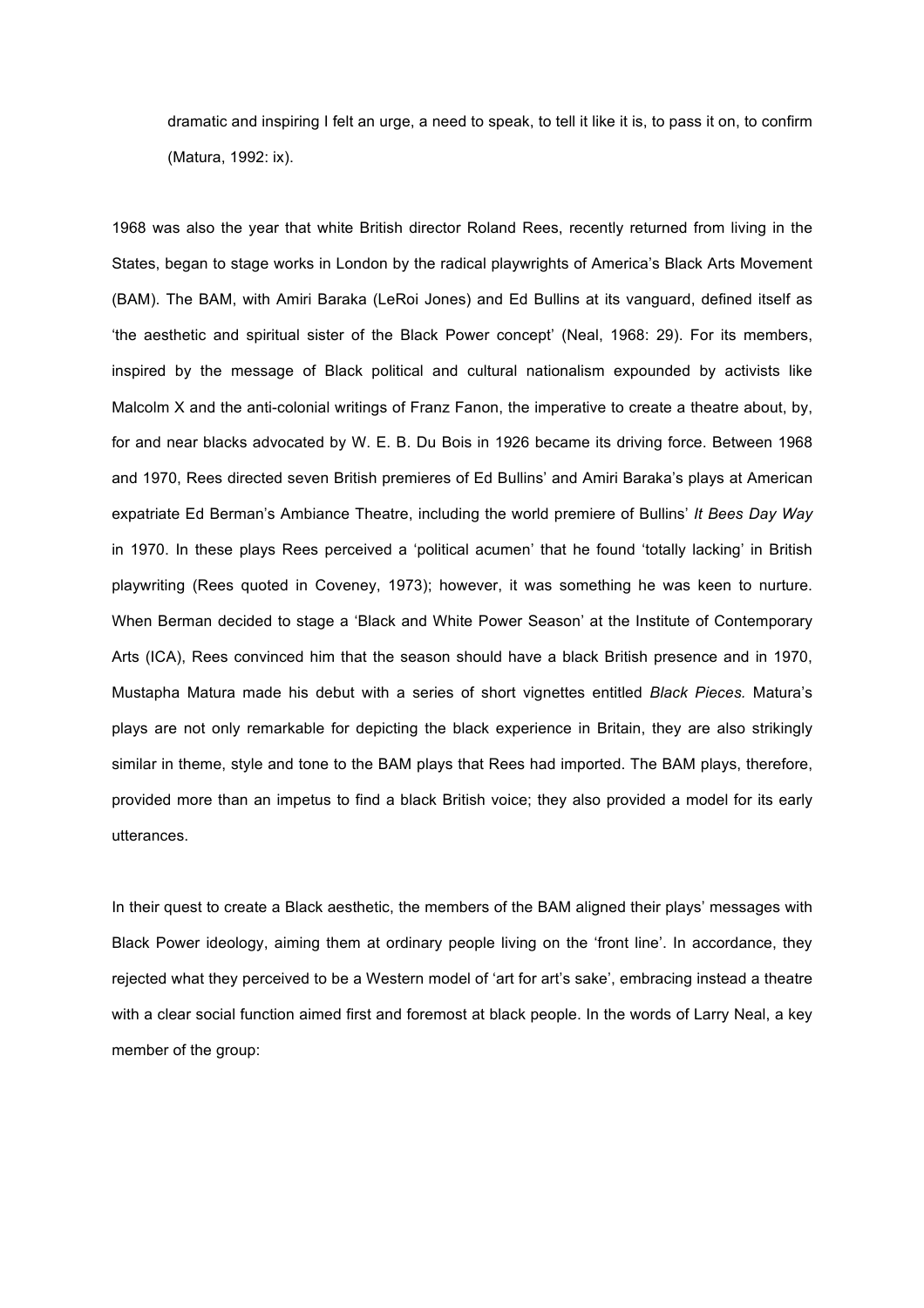> dramatic and inspiring I felt an urge, a need to speak, to tell it like it is, to pass it on, to confirm (Matura, 1992: ix).

1968 was also the year that white British director Roland Rees, recently returned from living in the States, began to stage works in London by the radical playwrights of America's Black Arts Movement (BAM). The BAM, with Amiri Baraka (LeRoi Jones) and Ed Bullins at its vanguard, defined itself as 'the aesthetic and spiritual sister of the Black Power concept' (Neal, 1968: 29). For its members, inspired by the message of Black political and cultural nationalism expounded by activists like Malcolm X and the anti-colonial writings of Franz Fanon, the imperative to create a theatre about, by, for and near blacks advocated by W. E. B. Du Bois in 1926 became its driving force. Between 1968 and 1970, Rees directed seven British premieres of Ed Bullins' and Amiri Baraka's plays at American expatriate Ed Berman's Ambiance Theatre, including the world premiere of Bullins' *It Bees Day Way* in 1970. In these plays Rees perceived a 'political acumen' that he found 'totally lacking' in British playwriting (Rees quoted in Coveney, 1973); however, it was something he was keen to nurture. When Berman decided to stage a 'Black and White Power Season' at the Institute of Contemporary Arts (ICA), Rees convinced him that the season should have a black British presence and in 1970, Mustapha Matura made his debut with a series of short vignettes entitled *Black Pieces.* Matura's plays are not only remarkable for depicting the black experience in Britain, they are also strikingly similar in theme, style and tone to the BAM plays that Rees had imported. The BAM plays, therefore, provided more than an impetus to find a black British voice; they also provided a model for its early utterances.

In their quest to create a Black aesthetic, the members of the BAM aligned their plays' messages with Black Power ideology, aiming them at ordinary people living on the 'front line'. In accordance, they rejected what they perceived to be a Western model of 'art for art's sake', embracing instead a theatre with a clear social function aimed first and foremost at black people. In the words of Larry Neal, a key member of the group: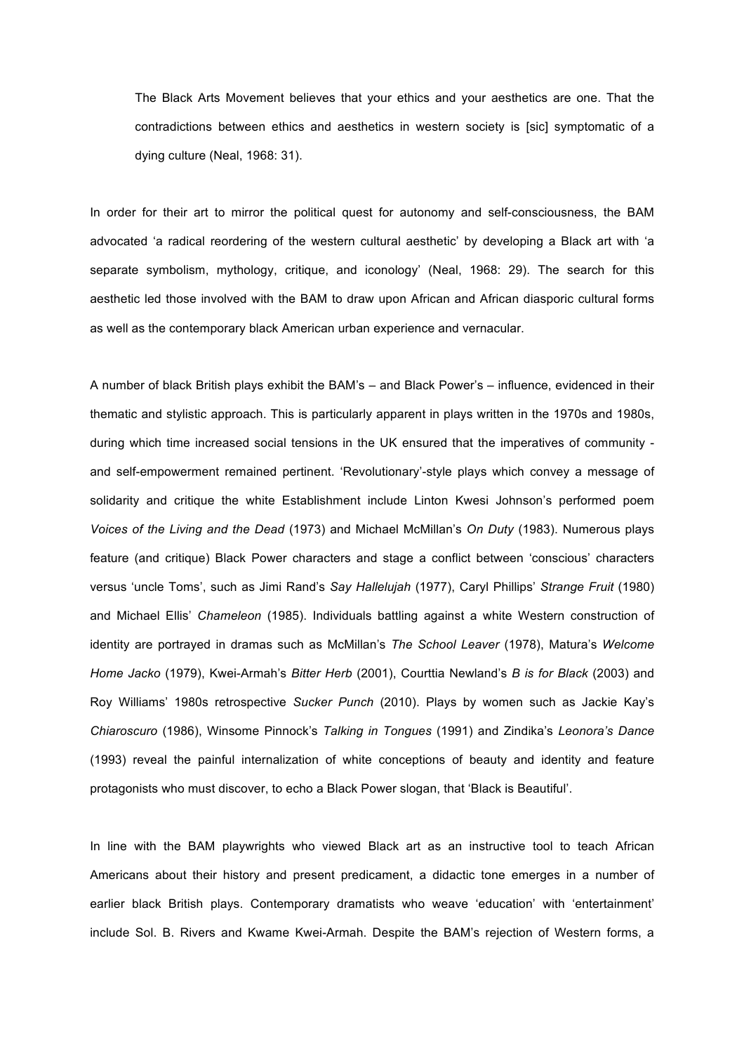> The Black Arts Movement believes that your ethics and your aesthetics are one. That the contradictions between ethics and aesthetics in western society is [sic] symptomatic of a dying culture (Neal, 1968: 31).

In order for their art to mirror the political quest for autonomy and self-consciousness, the BAM advocated 'a radical reordering of the western cultural aesthetic' by developing a Black art with 'a separate symbolism, mythology, critique, and iconology' (Neal, 1968: 29). The search for this aesthetic led those involved with the BAM to draw upon African and African diasporic cultural forms as well as the contemporary black American urban experience and vernacular.

A number of black British plays exhibit the BAM's – and Black Power's – influence, evidenced in their thematic and stylistic approach. This is particularly apparent in plays written in the 1970s and 1980s, during which time increased social tensions in the UK ensured that the imperatives of community - and self-empowerment remained pertinent. 'Revolutionary'-style plays which convey a message of solidarity and critique the white Establishment include Linton Kwesi Johnson's performed poem *Voices of the Living and the Dead* (1973) and Michael McMillan's *On Duty* (1983). Numerous plays feature (and critique) Black Power characters and stage a conflict between 'conscious' characters versus 'uncle Toms', such as Jimi Rand's *Say Hallelujah* (1977), Caryl Phillips' *Strange Fruit* (1980) and Michael Ellis' *Chameleon* (1985). Individuals battling against a white Western construction of identity are portrayed in dramas such as McMillan's *The School Leaver* (1978), Matura's *Welcome Home Jacko* (1979), Kwei-Armah's *Bitter Herb* (2001), Courttia Newland's *B is for Black* (2003) and Roy Williams' 1980s retrospective *Sucker Punch* (2010). Plays by women such as Jackie Kay's *Chiaroscuro* (1986), Winsome Pinnock's *Talking in Tongues* (1991) and Zindika's *Leonora's Dance* (1993) reveal the painful internalization of white conceptions of beauty and identity and feature protagonists who must discover, to echo a Black Power slogan, that 'Black is Beautiful'.

In line with the BAM playwrights who viewed Black art as an instructive tool to teach African Americans about their history and present predicament, a didactic tone emerges in a number of earlier black British plays. Contemporary dramatists who weave 'education' with 'entertainment' include Sol. B. Rivers and Kwame Kwei-Armah. Despite the BAM's rejection of Western forms, a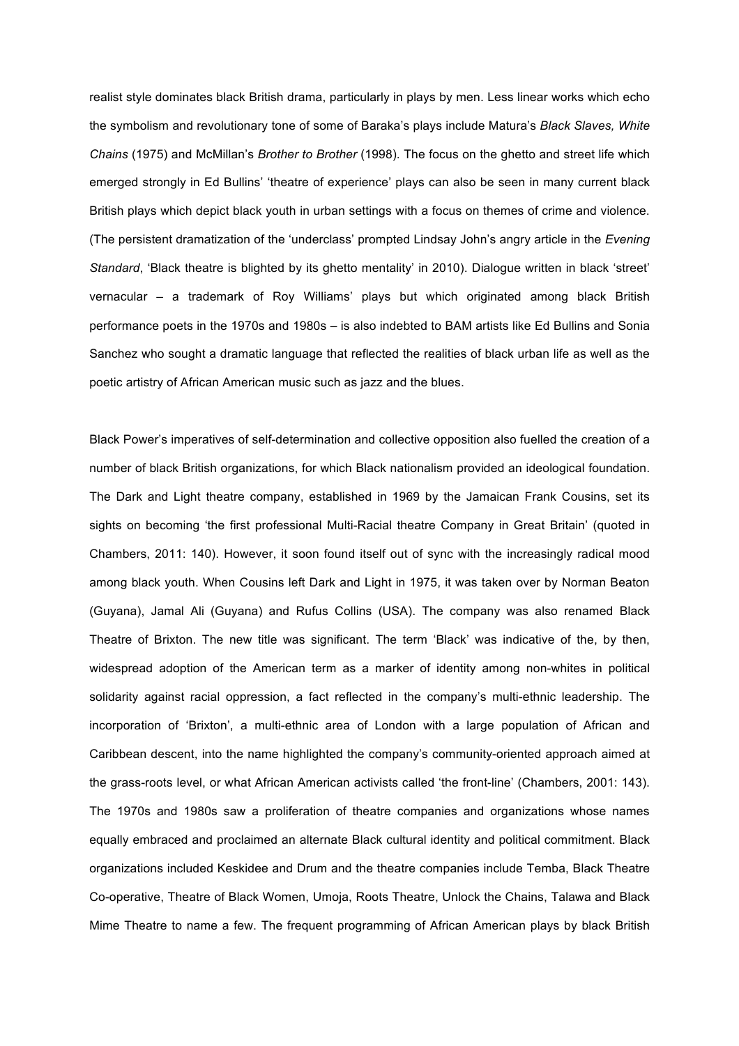realist style dominates black British drama, particularly in plays by men. Less linear works which echo the symbolism and revolutionary tone of some of Baraka's plays include Matura's *Black Slaves, White Chains* (1975) and McMillan's *Brother to Brother* (1998). The focus on the ghetto and street life which emerged strongly in Ed Bullins' 'theatre of experience' plays can also be seen in many current black British plays which depict black youth in urban settings with a focus on themes of crime and violence. (The persistent dramatization of the 'underclass' prompted Lindsay John's angry article in the *Evening Standard*, 'Black theatre is blighted by its ghetto mentality' in 2010). Dialogue written in black 'street' vernacular – a trademark of Roy Williams' plays but which originated among black British performance poets in the 1970s and 1980s – is also indebted to BAM artists like Ed Bullins and Sonia Sanchez who sought a dramatic language that reflected the realities of black urban life as well as the poetic artistry of African American music such as jazz and the blues.

Black Power's imperatives of self-determination and collective opposition also fuelled the creation of a number of black British organizations, for which Black nationalism provided an ideological foundation. The Dark and Light theatre company, established in 1969 by the Jamaican Frank Cousins, set its sights on becoming 'the first professional Multi-Racial theatre Company in Great Britain' (quoted in Chambers, 2011: 140). However, it soon found itself out of sync with the increasingly radical mood among black youth. When Cousins left Dark and Light in 1975, it was taken over by Norman Beaton (Guyana), Jamal Ali (Guyana) and Rufus Collins (USA). The company was also renamed Black Theatre of Brixton. The new title was significant. The term 'Black' was indicative of the, by then, widespread adoption of the American term as a marker of identity among non-whites in political solidarity against racial oppression, a fact reflected in the company's multi-ethnic leadership. The incorporation of 'Brixton', a multi-ethnic area of London with a large population of African and Caribbean descent, into the name highlighted the company's community-oriented approach aimed at the grass-roots level, or what African American activists called 'the front-line' (Chambers, 2001: 143). The 1970s and 1980s saw a proliferation of theatre companies and organizations whose names equally embraced and proclaimed an alternate Black cultural identity and political commitment. Black organizations included Keskidee and Drum and the theatre companies include Temba, Black Theatre Co-operative, Theatre of Black Women, Umoja, Roots Theatre, Unlock the Chains, Talawa and Black Mime Theatre to name a few. The frequent programming of African American plays by black British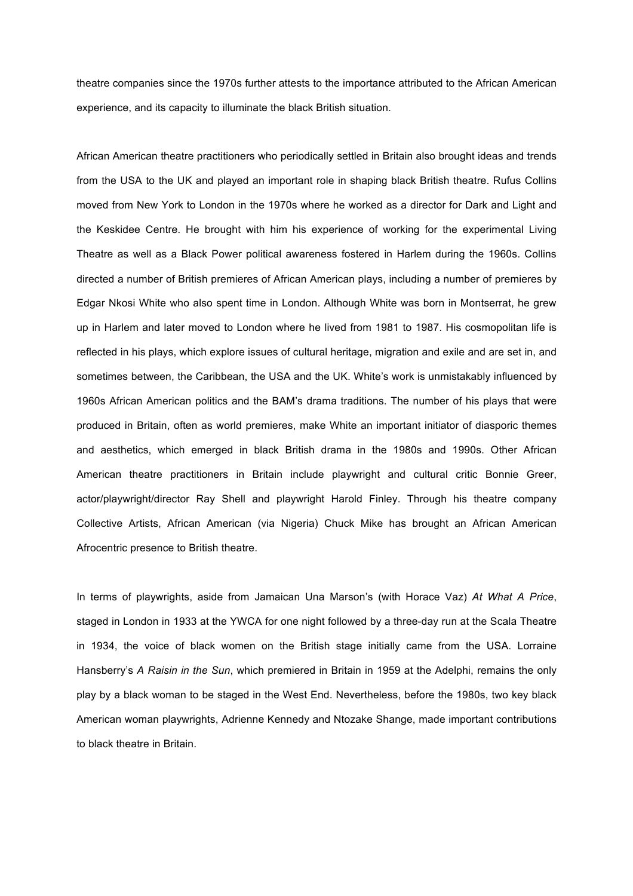theatre companies since the 1970s further attests to the importance attributed to the African American experience, and its capacity to illuminate the black British situation.

African American theatre practitioners who periodically settled in Britain also brought ideas and trends from the USA to the UK and played an important role in shaping black British theatre. Rufus Collins moved from New York to London in the 1970s where he worked as a director for Dark and Light and the Keskidee Centre. He brought with him his experience of working for the experimental Living Theatre as well as a Black Power political awareness fostered in Harlem during the 1960s. Collins directed a number of British premieres of African American plays, including a number of premieres by Edgar Nkosi White who also spent time in London. Although White was born in Montserrat, he grew up in Harlem and later moved to London where he lived from 1981 to 1987. His cosmopolitan life is reflected in his plays, which explore issues of cultural heritage, migration and exile and are set in, and sometimes between, the Caribbean, the USA and the UK. White's work is unmistakably influenced by 1960s African American politics and the BAM's drama traditions. The number of his plays that were produced in Britain, often as world premieres, make White an important initiator of diasporic themes and aesthetics, which emerged in black British drama in the 1980s and 1990s. Other African American theatre practitioners in Britain include playwright and cultural critic Bonnie Greer, actor/playwright/director Ray Shell and playwright Harold Finley. Through his theatre company Collective Artists, African American (via Nigeria) Chuck Mike has brought an African American Afrocentric presence to British theatre.

In terms of playwrights, aside from Jamaican Una Marson's (with Horace Vaz) *At What A Price*, staged in London in 1933 at the YWCA for one night followed by a three-day run at the Scala Theatre in 1934, the voice of black women on the British stage initially came from the USA. Lorraine Hansberry's *A Raisin in the Sun*, which premiered in Britain in 1959 at the Adelphi, remains the only play by a black woman to be staged in the West End. Nevertheless, before the 1980s, two key black American woman playwrights, Adrienne Kennedy and Ntozake Shange, made important contributions to black theatre in Britain.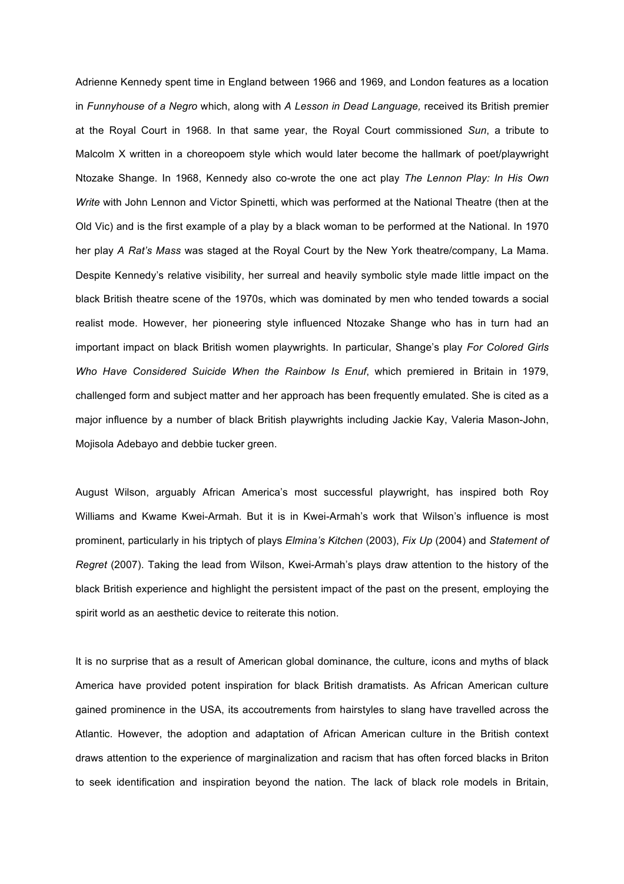Adrienne Kennedy spent time in England between 1966 and 1969, and London features as a location in *Funnyhouse of a Negro* which, along with *A Lesson in Dead Language,* received its British premier at the Royal Court in 1968. In that same year, the Royal Court commissioned *Sun*, a tribute to Malcolm X written in a choreopoem style which would later become the hallmark of poet/playwright Ntozake Shange. In 1968, Kennedy also co-wrote the one act play *The Lennon Play: In His Own Write* with John Lennon and Victor Spinetti, which was performed at the National Theatre (then at the Old Vic) and is the first example of a play by a black woman to be performed at the National. In 1970 her play *A Rat's Mass* was staged at the Royal Court by the New York theatre/company, La Mama. Despite Kennedy's relative visibility, her surreal and heavily symbolic style made little impact on the black British theatre scene of the 1970s, which was dominated by men who tended towards a social realist mode. However, her pioneering style influenced Ntozake Shange who has in turn had an important impact on black British women playwrights. In particular, Shange's play *For Colored Girls Who Have Considered Suicide When the Rainbow Is Enuf*, which premiered in Britain in 1979, challenged form and subject matter and her approach has been frequently emulated. She is cited as a major influence by a number of black British playwrights including Jackie Kay, Valeria Mason-John, Mojisola Adebayo and debbie tucker green.

August Wilson, arguably African America's most successful playwright, has inspired both Roy Williams and Kwame Kwei-Armah. But it is in Kwei-Armah's work that Wilson's influence is most prominent, particularly in his triptych of plays *Elmina's Kitchen* (2003), *Fix Up* (2004) and *Statement of Regret* (2007). Taking the lead from Wilson, Kwei-Armah's plays draw attention to the history of the black British experience and highlight the persistent impact of the past on the present, employing the spirit world as an aesthetic device to reiterate this notion.

It is no surprise that as a result of American global dominance, the culture, icons and myths of black America have provided potent inspiration for black British dramatists. As African American culture gained prominence in the USA, its accoutrements from hairstyles to slang have travelled across the Atlantic. However, the adoption and adaptation of African American culture in the British context draws attention to the experience of marginalization and racism that has often forced blacks in Briton to seek identification and inspiration beyond the nation. The lack of black role models in Britain,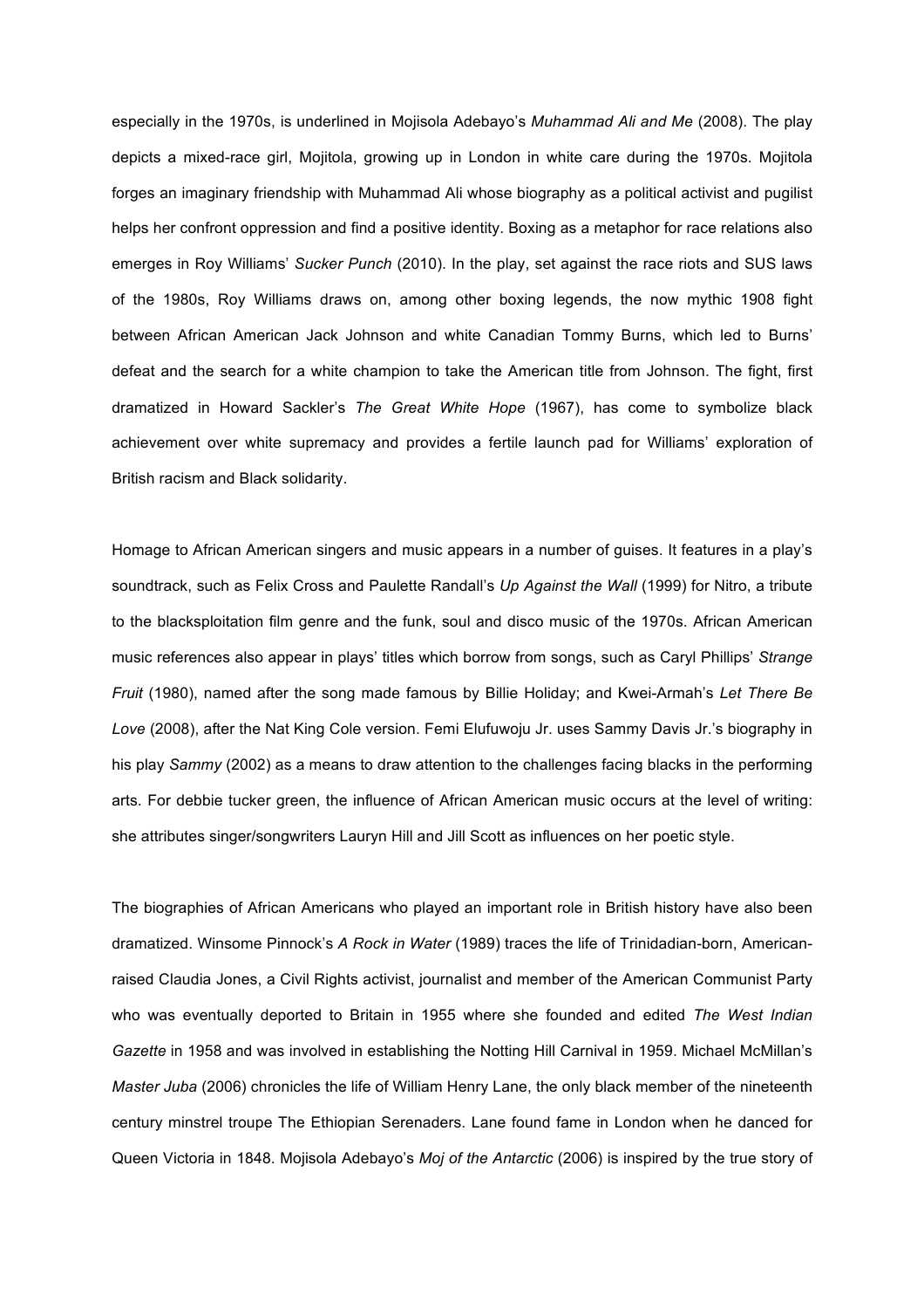especially in the 1970s, is underlined in Mojisola Adebayo's *Muhammad Ali and Me* (2008). The play depicts a mixed-race girl, Mojitola, growing up in London in white care during the 1970s. Mojitola forges an imaginary friendship with Muhammad Ali whose biography as a political activist and pugilist helps her confront oppression and find a positive identity. Boxing as a metaphor for race relations also emerges in Roy Williams' *Sucker Punch* (2010). In the play, set against the race riots and SUS laws of the 1980s, Roy Williams draws on, among other boxing legends, the now mythic 1908 fight between African American Jack Johnson and white Canadian Tommy Burns, which led to Burns' defeat and the search for a white champion to take the American title from Johnson. The fight, first dramatized in Howard Sackler's *The Great White Hope* (1967), has come to symbolize black achievement over white supremacy and provides a fertile launch pad for Williams' exploration of British racism and Black solidarity.

Homage to African American singers and music appears in a number of guises. It features in a play's soundtrack, such as Felix Cross and Paulette Randall's *Up Against the Wall* (1999) for Nitro, a tribute to the blacksploitation film genre and the funk, soul and disco music of the 1970s. African American music references also appear in plays' titles which borrow from songs, such as Caryl Phillips' *Strange Fruit* (1980), named after the song made famous by Billie Holiday; and Kwei-Armah's *Let There Be Love* (2008), after the Nat King Cole version. Femi Elufuwoju Jr. uses Sammy Davis Jr.'s biography in his play *Sammy* (2002) as a means to draw attention to the challenges facing blacks in the performing arts. For debbie tucker green, the influence of African American music occurs at the level of writing: she attributes singer/songwriters Lauryn Hill and Jill Scott as influences on her poetic style.

The biographies of African Americans who played an important role in British history have also been dramatized. Winsome Pinnock's *A Rock in Water* (1989) traces the life of Trinidadian-born, American-raised Claudia Jones, a Civil Rights activist, journalist and member of the American Communist Party who was eventually deported to Britain in 1955 where she founded and edited *The West Indian Gazette* in 1958 and was involved in establishing the Notting Hill Carnival in 1959. Michael McMillan's *Master Juba* (2006) chronicles the life of William Henry Lane, the only black member of the nineteenth century minstrel troupe The Ethiopian Serenaders. Lane found fame in London when he danced for Queen Victoria in 1848. Mojisola Adebayo's *Moj of the Antarctic* (2006) is inspired by the true story of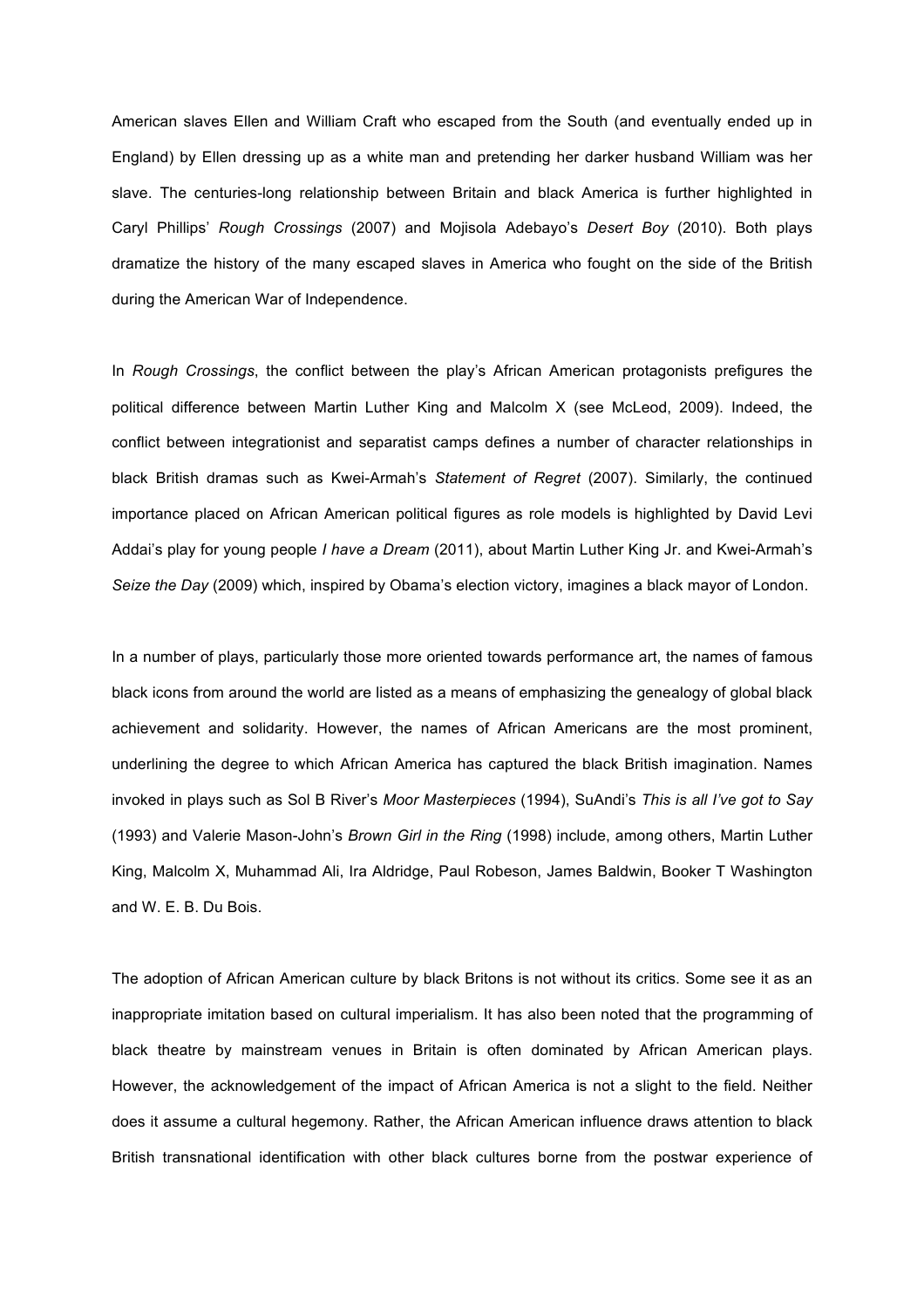American slaves Ellen and William Craft who escaped from the South (and eventually ended up in England) by Ellen dressing up as a white man and pretending her darker husband William was her slave. The centuries-long relationship between Britain and black America is further highlighted in Caryl Phillips' *Rough Crossings* (2007) and Mojisola Adebayo's *Desert Boy* (2010). Both plays dramatize the history of the many escaped slaves in America who fought on the side of the British during the American War of Independence.

In *Rough Crossings*, the conflict between the play's African American protagonists prefigures the political difference between Martin Luther King and Malcolm X (see McLeod, 2009). Indeed, the conflict between integrationist and separatist camps defines a number of character relationships in black British dramas such as Kwei-Armah's *Statement of Regret* (2007). Similarly, the continued importance placed on African American political figures as role models is highlighted by David Levi Addai's play for young people *I have a Dream* (2011), about Martin Luther King Jr. and Kwei-Armah's *Seize the Day* (2009) which, inspired by Obama's election victory, imagines a black mayor of London.

In a number of plays, particularly those more oriented towards performance art, the names of famous black icons from around the world are listed as a means of emphasizing the genealogy of global black achievement and solidarity. However, the names of African Americans are the most prominent, underlining the degree to which African America has captured the black British imagination. Names invoked in plays such as Sol B River's *Moor Masterpieces* (1994), SuAndi's *This is all I've got to Say* (1993) and Valerie Mason-John's *Brown Girl in the Ring* (1998) include, among others, Martin Luther King, Malcolm X, Muhammad Ali, Ira Aldridge, Paul Robeson, James Baldwin, Booker T Washington and W. E. B. Du Bois.

The adoption of African American culture by black Britons is not without its critics. Some see it as an inappropriate imitation based on cultural imperialism. It has also been noted that the programming of black theatre by mainstream venues in Britain is often dominated by African American plays. However, the acknowledgement of the impact of African America is not a slight to the field. Neither does it assume a cultural hegemony. Rather, the African American influence draws attention to black British transnational identification with other black cultures borne from the postwar experience of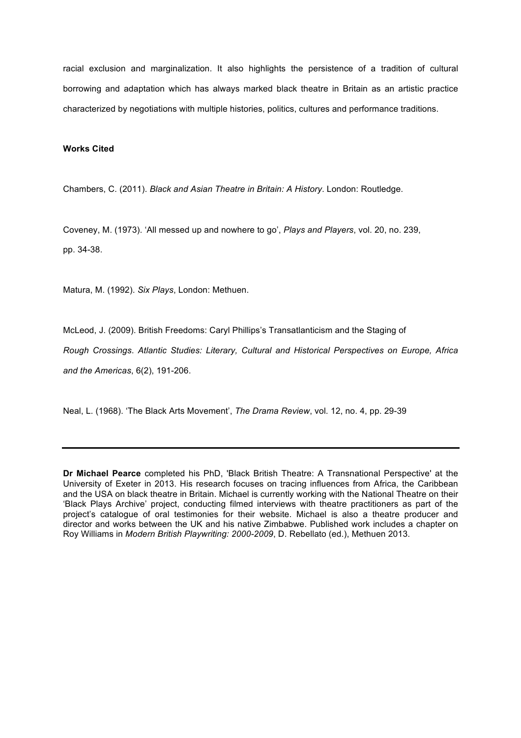racial exclusion and marginalization. It also highlights the persistence of a tradition of cultural borrowing and adaptation which has always marked black theatre in Britain as an artistic practice characterized by negotiations with multiple histories, politics, cultures and performance traditions.

**Works Cited**

Chambers, C. (2011). *Black and Asian Theatre in Britain: A History*. London: Routledge.

Coveney, M. (1973). 'All messed up and nowhere to go', *Plays and Players*, vol. 20, no. 239, pp. 34-38.

Matura, M. (1992). *Six Plays*, London: Methuen.

McLeod, J. (2009). British Freedoms: Caryl Phillips's Transatlanticism and the Staging of *Rough Crossings*. *Atlantic Studies: Literary, Cultural and Historical Perspectives on Europe, Africa and the Americas*, 6(2), 191-206.

Neal, L. (1968). 'The Black Arts Movement', *The Drama Review*, vol. 12, no. 4, pp. 29-39

---

**Dr Michael Pearce** completed his PhD, 'Black British Theatre: A Transnational Perspective' at the University of Exeter in 2013. His research focuses on tracing influences from Africa, the Caribbean and the USA on black theatre in Britain. Michael is currently working with the National Theatre on their 'Black Plays Archive' project, conducting filmed interviews with theatre practitioners as part of the project's catalogue of oral testimonies for their website. Michael is also a theatre producer and director and works between the UK and his native Zimbabwe. Published work includes a chapter on Roy Williams in *Modern British Playwriting: 2000-2009*, D. Rebellato (ed.), Methuen 2013.